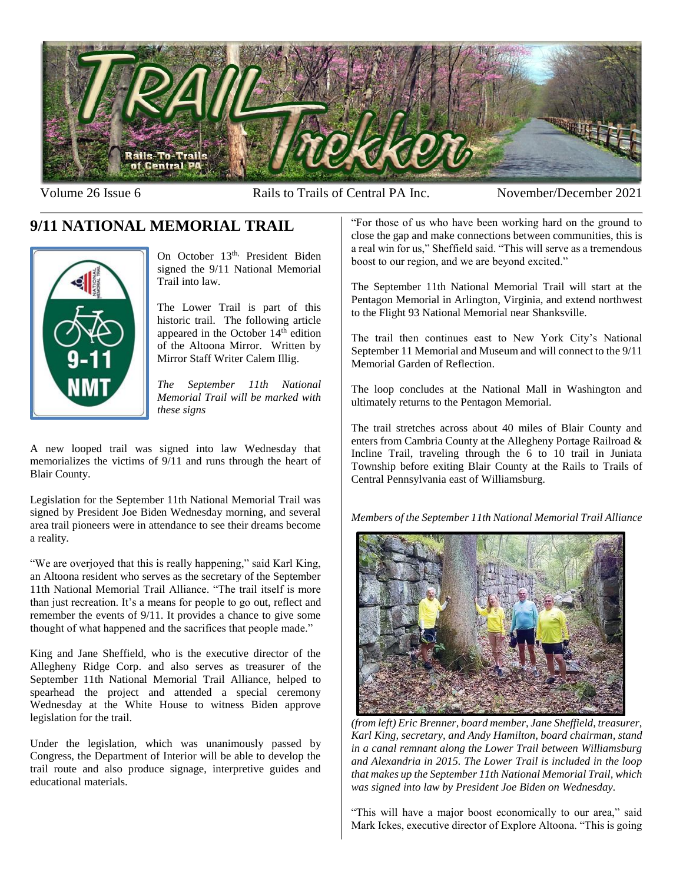# Trail Trekker

Volume 26 Issue 6 Rails to Trails of Central PA Inc. November/December 2021

## 9/11 NATIONAL MEMORIAL TRAIL

On October 13th, President Biden signed the 9/11 National Memorial Trail into law.

The Lower Trail is part of this historic trail. The following article appeared in the October 14th edition of the Altoona Mirror. Written by Mirror Staff Writer Calem Illig.

*The September 11th National Memorial Trail will be marked with these signs*

A new looped trail was signed into law Wednesday that memorializes the victims of 9/11 and runs through the heart of Blair County.

Legislation for the September 11th National Memorial Trail was signed by President Joe Biden Wednesday morning, and several area trail pioneers were in attendance to see their dreams become a reality.

"We are overjoyed that this is really happening," said Karl King, an Altoona resident who serves as the secretary of the September 11th National Memorial Trail Alliance. "The trail itself is more than just recreation. It's a means for people to go out, reflect and remember the events of 9/11. It provides a chance to give some thought of what happened and the sacrifices that people made."

King and Jane Sheffield, who is the executive director of the Allegheny Ridge Corp. and also serves as treasurer of the September 11th National Memorial Trail Alliance, helped to spearhead the project and attended a special ceremony Wednesday at the White House to witness Biden approve legislation for the trail.

Under the legislation, which was unanimously passed by Congress, the Department of Interior will be able to develop the trail route and also produce signage, interpretive guides and educational materials.

"For those of us who have been working hard on the ground to close the gap and make connections between communities, this is a real win for us," Sheffield said. "This will serve as a tremendous boost to our region, and we are beyond excited."

The September 11th National Memorial Trail will start at the Pentagon Memorial in Arlington, Virginia, and extend northwest to the Flight 93 National Memorial near Shanksville.

The trail then continues east to New York City's National September 11 Memorial and Museum and will connect to the 9/11 Memorial Garden of Reflection.

The loop concludes at the National Mall in Washington and ultimately returns to the Pentagon Memorial.

The trail stretches across about 40 miles of Blair County and enters from Cambria County at the Allegheny Portage Railroad & Incline Trail, traveling through the 6 to 10 trail in Juniata Township before exiting Blair County at the Rails to Trails of Central Pennsylvania east of Williamsburg.

*Members of the September 11th National Memorial Trail Alliance*

*(from left) Eric Brenner, board member, Jane Sheffield, treasurer, Karl King, secretary, and Andy Hamilton, board chairman, stand in a canal remnant along the Lower Trail between Williamsburg and Alexandria in 2015. The Lower Trail is included in the loop that makes up the September 11th National Memorial Trail, which was signed into law by President Joe Biden on Wednesday.*

"This will have a major boost economically to our area," said Mark Ickes, executive director of Explore Altoona. "This is going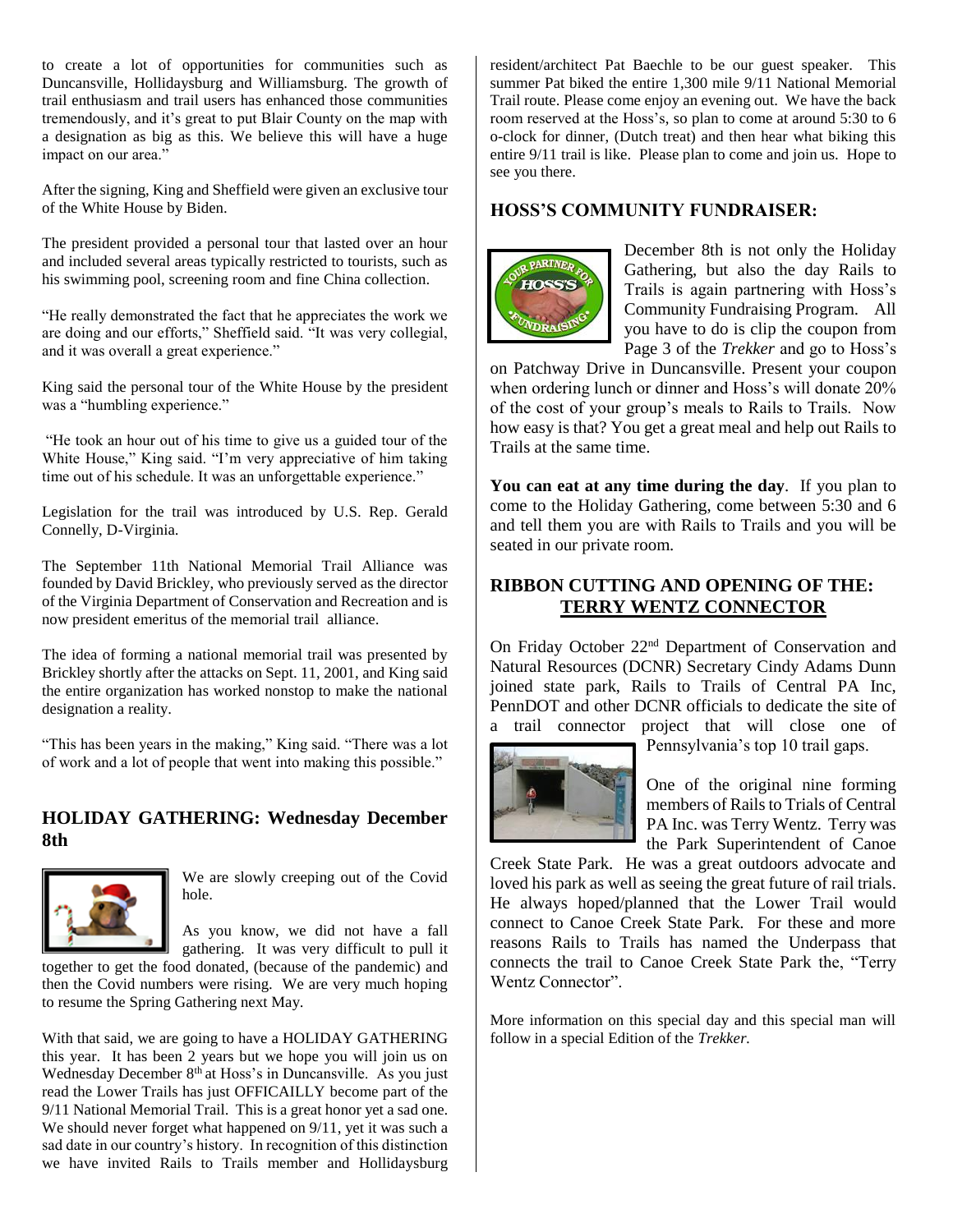to create a lot of opportunities for communities such as Duncansville, Hollidaysburg and Williamsburg. The growth of trail enthusiasm and trail users has enhanced those communities tremendously, and it's great to put Blair County on the map with a designation as big as this. We believe this will have a huge impact on our area."

After the signing, King and Sheffield were given an exclusive tour of the White House by Biden.

The president provided a personal tour that lasted over an hour and included several areas typically restricted to tourists, such as his swimming pool, screening room and fine China collection.

"He really demonstrated the fact that he appreciates the work we are doing and our efforts," Sheffield said. "It was very collegial, and it was overall a great experience."

King said the personal tour of the White House by the president was a "humbling experience."

"He took an hour out of his time to give us a guided tour of the White House," King said. "I'm very appreciative of him taking time out of his schedule. It was an unforgettable experience."

Legislation for the trail was introduced by U.S. Rep. Gerald Connelly, D-Virginia.

The September 11th National Memorial Trail Alliance was founded by David Brickley, who previously served as the director of the Virginia Department of Conservation and Recreation and is now president emeritus of the memorial trail alliance.

The idea of forming a national memorial trail was presented by Brickley shortly after the attacks on Sept. 11, 2001, and King said the entire organization has worked nonstop to make the national designation a reality.

"This has been years in the making," King said. "There was a lot of work and a lot of people that went into making this possible."

## HOLIDAY GATHERING: Wednesday December 8th

We are slowly creeping out of the Covid hole.

As you know, we did not have a fall gathering. It was very difficult to pull it together to get the food donated, (because of the pandemic) and then the Covid numbers were rising. We are very much hoping to resume the Spring Gathering next May.

With that said, we are going to have a HOLIDAY GATHERING this year. It has been 2 years but we hope you will join us on Wednesday December 8th at Hoss's in Duncansville. As you just read the Lower Trails has just OFFICAILLY become part of the 9/11 National Memorial Trail. This is a great honor yet a sad one. We should never forget what happened on 9/11, yet it was such a sad date in our country's history. In recognition of this distinction we have invited Rails to Trails member and Hollidaysburg resident/architect Pat Baechle to be our guest speaker. This summer Pat biked the entire 1,300 mile 9/11 National Memorial Trail route. Please come enjoy an evening out. We have the back room reserved at the Hoss's, so plan to come at around 5:30 to 6 o-clock for dinner, (Dutch treat) and then hear what biking this entire 9/11 trail is like. Please plan to come and join us. Hope to see you there.

## HOSS'S COMMUNITY FUNDRAISER:

December 8th is not only the Holiday Gathering, but also the day Rails to Trails is again partnering with Hoss's Community Fundraising Program. All you have to do is clip the coupon from Page 3 of the *Trekker* and go to Hoss's on Patchway Drive in Duncansville. Present your coupon when ordering lunch or dinner and Hoss's will donate 20% of the cost of your group's meals to Rails to Trails. Now how easy is that? You get a great meal and help out Rails to Trails at the same time.

**You can eat at any time during the day**. If you plan to come to the Holiday Gathering, come between 5:30 and 6 and tell them you are with Rails to Trails and you will be seated in our private room.

## RIBBON CUTTING AND OPENING OF THE: TERRY WENTZ CONNECTOR

On Friday October 22nd Department of Conservation and Natural Resources (DCNR) Secretary Cindy Adams Dunn joined state park, Rails to Trails of Central PA Inc, PennDOT and other DCNR officials to dedicate the site of a trail connector project that will close one of Pennsylvania's top 10 trail gaps.

One of the original nine forming members of Rails to Trials of Central PA Inc. was Terry Wentz. Terry was the Park Superintendent of Canoe Creek State Park. He was a great outdoors advocate and loved his park as well as seeing the great future of rail trials. He always hoped/planned that the Lower Trail would connect to Canoe Creek State Park. For these and more reasons Rails to Trails has named the Underpass that connects the trail to Canoe Creek State Park the, "Terry Wentz Connector".

More information on this special day and this special man will follow in a special Edition of the *Trekker.*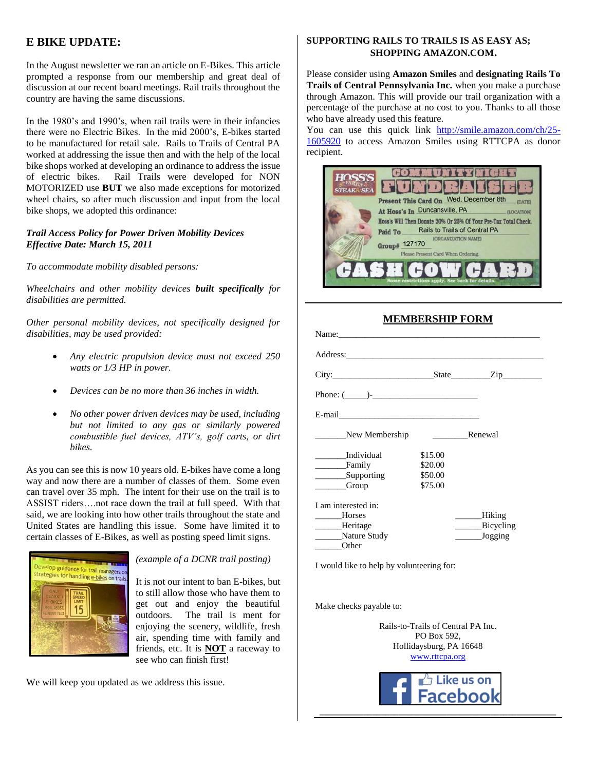## E BIKE UPDATE:

In the August newsletter we ran an article on E-Bikes. This article prompted a response from our membership and great deal of discussion at our recent board meetings. Rail trails throughout the country are having the same discussions.

In the 1980's and 1990's, when rail trails were in their infancies there were no Electric Bikes. In the mid 2000's, E-bikes started to be manufactured for retail sale. Rails to Trails of Central PA worked at addressing the issue then and with the help of the local bike shops worked at developing an ordinance to address the issue of electric bikes. Rail Trails were developed for NON MOTORIZED use **BUT** we also made exceptions for motorized wheel chairs, so after much discussion and input from the local bike shops, we adopted this ordinance:

***Trail Access Policy for Power Driven Mobility Devices***
***Effective Date: March 15, 2011***

*To accommodate mobility disabled persons:*

*Wheelchairs and other mobility devices **built specifically** for disabilities are permitted.*

*Other personal mobility devices, not specifically designed for disabilities, may be used provided:*

- *Any electric propulsion device must not exceed 250 watts or 1/3 HP in power.*
- *Devices can be no more than 36 inches in width.*
- *No other power driven devices may be used, including but not limited to any gas or similarly powered combustible fuel devices, ATV's, golf carts, or dirt bikes.*

As you can see this is now 10 years old. E-bikes have come a long way and now there are a number of classes of them. Some even can travel over 35 mph. The intent for their use on the trail is to ASSIST riders….not race down the trail at full speed. With that said, we are looking into how other trails throughout the state and United States are handling this issue. Some have limited it to certain classes of E-Bikes, as well as posting speed limit signs.

*(example of a DCNR trail posting)*

It is not our intent to ban E-bikes, but to still allow those who have them to get out and enjoy the beautiful outdoors. The trail is ment for enjoying the scenery, wildlife, fresh air, spending time with family and friends, etc. It is **NOT** a raceway to see who can finish first!

We will keep you updated as we address this issue.

### SUPPORTING RAILS TO TRAILS IS AS EASY AS; SHOPPING AMAZON.COM.

Please consider using **Amazon Smiles** and **designating Rails To Trails of Central Pennsylvania Inc.** when you make a purchase through Amazon. This will provide our trail organization with a percentage of the purchase at no cost to you. Thanks to all those who have already used this feature.
You can use this quick link http://smile.amazon.com/ch/25-1605920 to access Amazon Smiles using RTTCPA as donor recipient.

## MEMBERSHIP FORM

Name:\_\_\_\_\_\_\_\_\_\_\_\_\_\_\_\_\_\_\_\_\_\_\_\_\_\_\_\_\_\_\_\_\_\_\_\_\_\_\_\_

Address:\_\_\_\_\_\_\_\_\_\_\_\_\_\_\_\_\_\_\_\_\_\_\_\_\_\_\_\_\_\_\_\_\_\_\_\_\_\_

City:\_\_\_\_\_\_\_\_\_\_\_\_\_\_\_\_\_\_\_\_State\_\_\_\_\_\_\_\_Zip\_\_\_\_\_\_\_\_

Phone: (\_\_\_\_\_)-\_\_\_\_\_\_\_\_\_\_\_\_\_\_\_\_\_\_\_\_\_\_\_

E-mail\_\_\_\_\_\_\_\_\_\_\_\_\_\_\_\_\_\_\_\_\_\_\_\_\_\_\_\_\_\_\_\_

\_\_\_\_\_\_\_New Membership \_\_\_\_\_\_\_\_Renewal

| | |
|---|---|
| \_\_\_\_\_\_\_Individual | $15.00 |
| \_\_\_\_\_\_\_Family | $20.00 |
| \_\_\_\_\_\_\_Supporting | $50.00 |
| \_\_\_\_\_\_\_Group | $75.00 |

I am interested in:

| | |
|---|---|
| \_\_\_\_\_\_Horses | \_\_\_\_\_\_Hiking |
| \_\_\_\_\_\_Heritage | \_\_\_\_\_\_Bicycling |
| \_\_\_\_\_\_Nature Study | \_\_\_\_\_\_Jogging |
| \_\_\_\_\_\_Other | |

I would like to help by volunteering for:

Make checks payable to:

Rails-to-Trails of Central PA Inc.
PO Box 592,
Hollidaysburg, PA 16648
www.rttcpa.org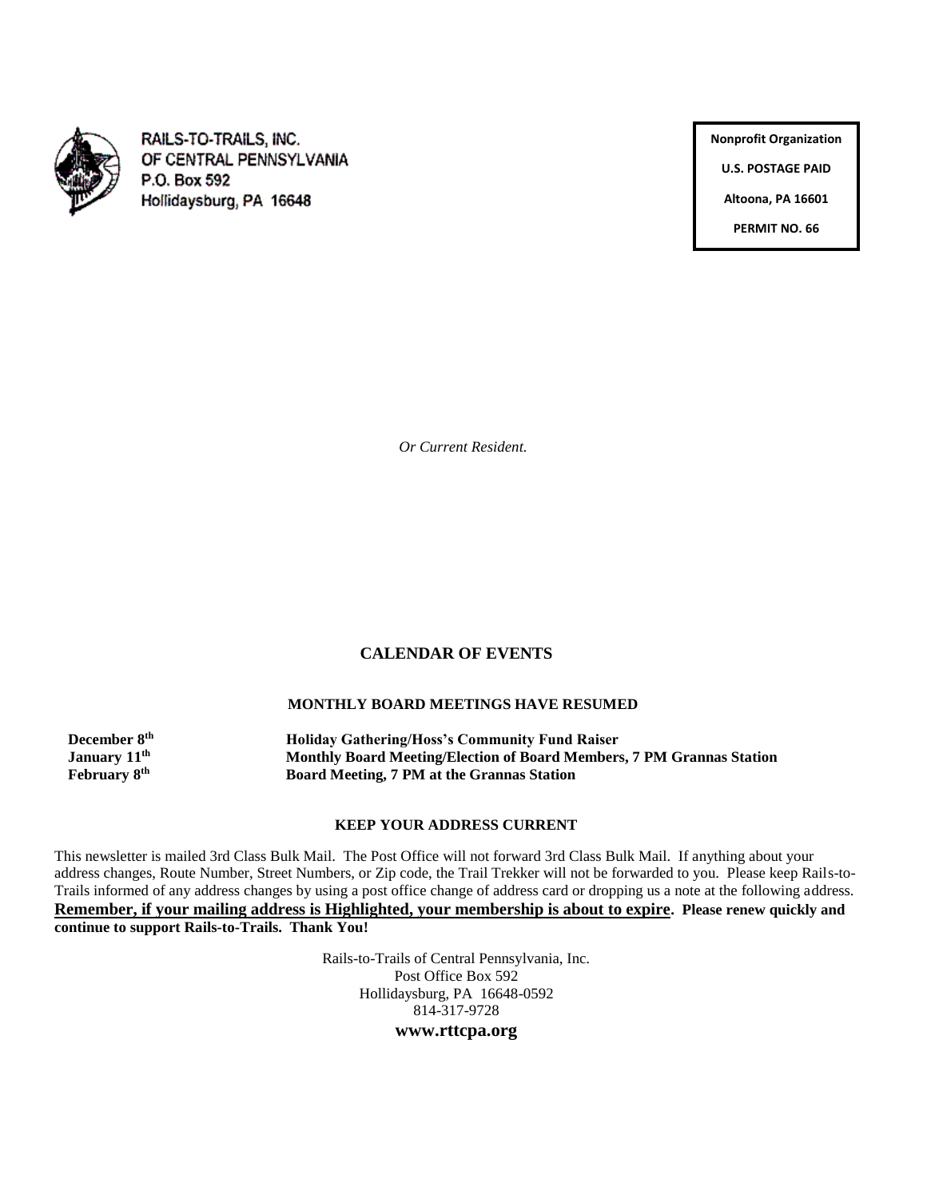RAILS-TO-TRAILS, INC.
OF CENTRAL PENNSYLVANIA
P.O. Box 592
Hollidaysburg, PA 16648

**Nonprofit Organization**

**U.S. POSTAGE PAID**

**Altoona, PA 16601**

**PERMIT NO. 66**

*Or Current Resident.*

## CALENDAR OF EVENTS

**MONTHLY BOARD MEETINGS HAVE RESUMED**

| | |
|---|---|
| **December 8th** | **Holiday Gathering/Hoss's Community Fund Raiser** |
| **January 11th** | **Monthly Board Meeting/Election of Board Members, 7 PM Grannas Station** |
| **February 8th** | **Board Meeting, 7 PM at the Grannas Station** |

**KEEP YOUR ADDRESS CURRENT**

This newsletter is mailed 3rd Class Bulk Mail. The Post Office will not forward 3rd Class Bulk Mail. If anything about your address changes, Route Number, Street Numbers, or Zip code, the Trail Trekker will not be forwarded to you. Please keep Rails-to-Trails informed of any address changes by using a post office change of address card or dropping us a note at the following address. **Remember, if your mailing address is Highlighted, your membership is about to expire. Please renew quickly and continue to support Rails-to-Trails. Thank You!**

Rails-to-Trails of Central Pennsylvania, Inc.
Post Office Box 592
Hollidaysburg, PA 16648-0592
814-317-9728

**www.rttcpa.org**